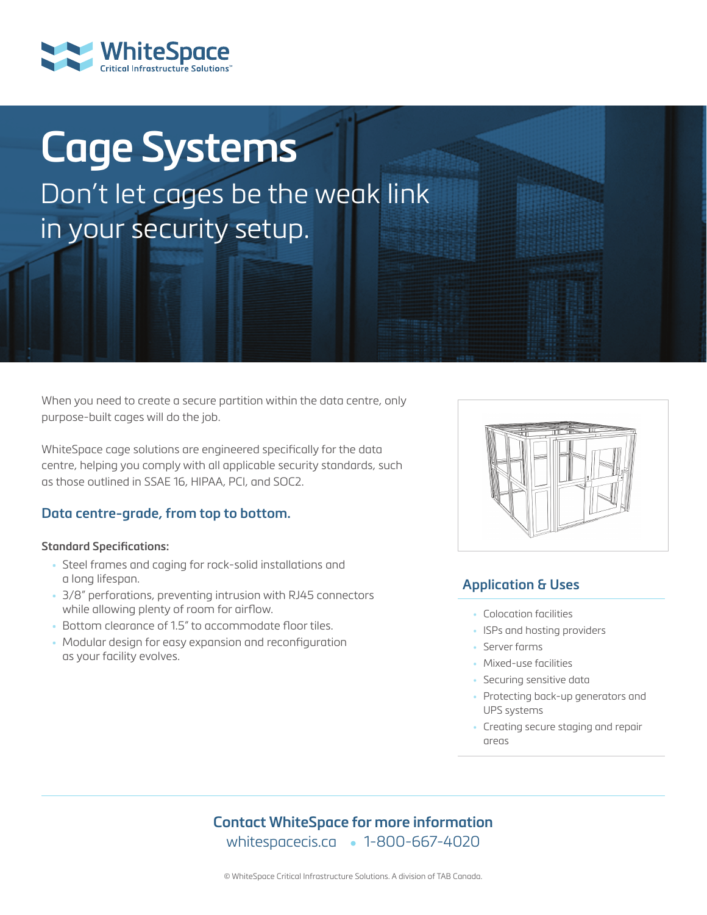WhiteSpace
Critical Infrastructure Solutions™

# Cage Systems

Don't let cages be the weak link in your security setup.

When you need to create a secure partition within the data centre, only purpose-built cages will do the job.

WhiteSpace cage solutions are engineered specifically for the data centre, helping you comply with all applicable security standards, such as those outlined in SSAE 16, HIPAA, PCI, and SOC2.

## Data centre-grade, from top to bottom.

**Standard Specifications:**

- Steel frames and caging for rock-solid installations and a long lifespan.
- 3/8" perforations, preventing intrusion with RJ45 connectors while allowing plenty of room for airflow.
- Bottom clearance of 1.5" to accommodate floor tiles.
- Modular design for easy expansion and reconfiguration as your facility evolves.

## Application & Uses

- Colocation facilities
- ISPs and hosting providers
- Server farms
- Mixed-use facilities
- Securing sensitive data
- Protecting back-up generators and UPS systems
- Creating secure staging and repair areas

## Contact WhiteSpace for more information

whitespacecis.ca • 1-800-667-4020

© WhiteSpace Critical Infrastructure Solutions. A division of TAB Canada.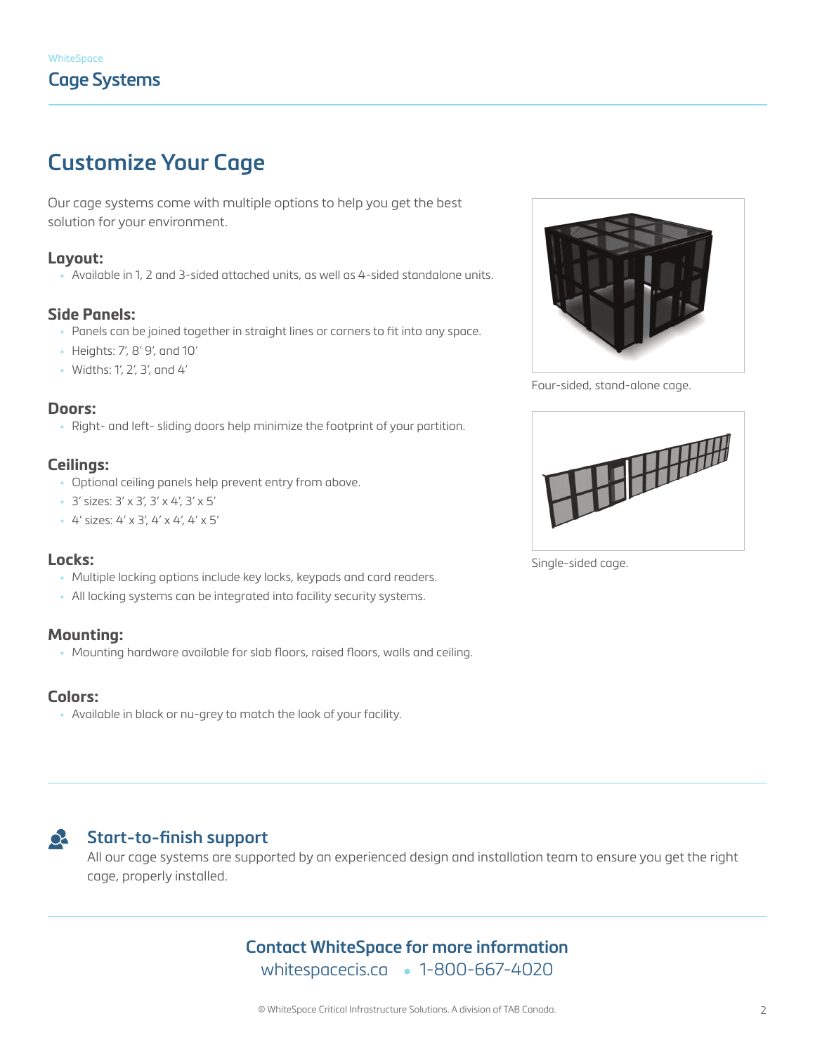# Customize Your Cage

Our cage systems come with multiple options to help you get the best solution for your environment.

### Layout:

- Available in 1, 2 and 3-sided attached units, as well as 4-sided standalone units.

### Side Panels:

- Panels can be joined together in straight lines or corners to fit into any space.
- Heights: 7', 8' 9', and 10'
- Widths: 1', 2', 3', and 4'

### Doors:

- Right- and left- sliding doors help minimize the footprint of your partition.

### Ceilings:

- Optional ceiling panels help prevent entry from above.
- 3' sizes: 3' x 3', 3' x 4', 3' x 5'
- 4' sizes: 4' x 3', 4' x 4', 4' x 5'

### Locks:

- Multiple locking options include key locks, keypads and card readers.
- All locking systems can be integrated into facility security systems.

### Mounting:

- Mounting hardware available for slab floors, raised floors, walls and ceiling.

### Colors:

- Available in black or nu-grey to match the look of your facility.

Four-sided, stand-alone cage.

Single-sided cage.

## Start-to-finish support

All our cage systems are supported by an experienced design and installation team to ensure you get the right cage, properly installed.

## Contact WhiteSpace for more information

whitespacecis.ca • 1-800-667-4020

© WhiteSpace Critical Infrastructure Solutions. A division of TAB Canada.